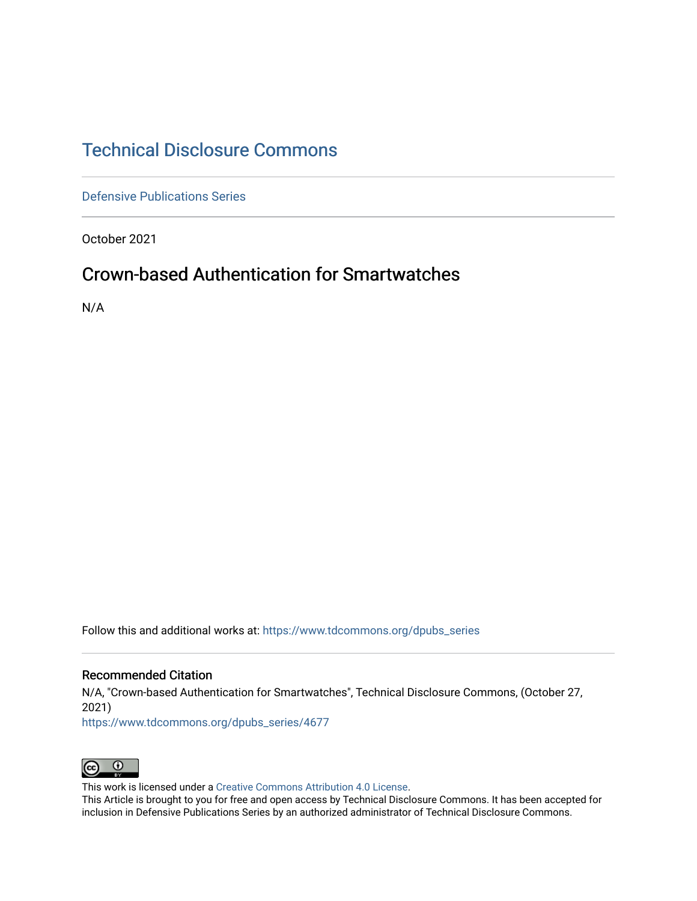# Technical Disclosure Commons

Defensive Publications Series

October 2021

## Crown-based Authentication for Smartwatches

N/A

Follow this and additional works at: https://www.tdcommons.org/dpubs_series

### Recommended Citation

N/A, "Crown-based Authentication for Smartwatches", Technical Disclosure Commons, (October 27, 2021)
https://www.tdcommons.org/dpubs_series/4677

This work is licensed under a Creative Commons Attribution 4.0 License.
This Article is brought to you for free and open access by Technical Disclosure Commons. It has been accepted for inclusion in Defensive Publications Series by an authorized administrator of Technical Disclosure Commons.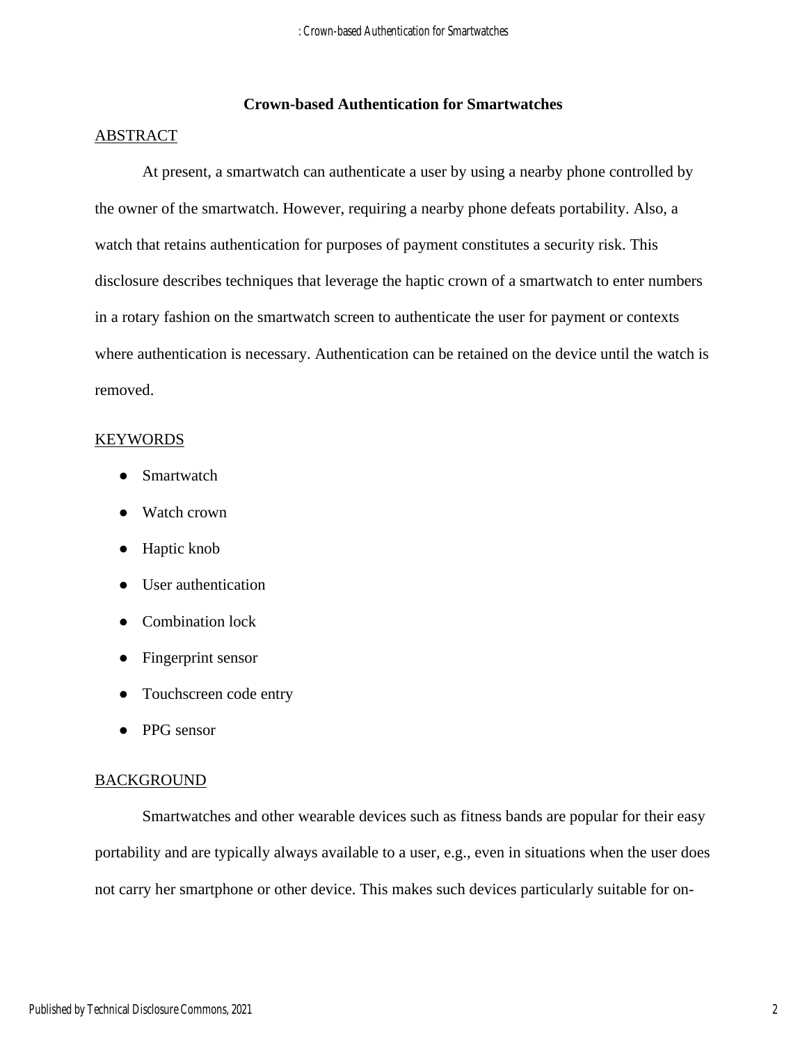# Crown-based Authentication for Smartwatches

## ABSTRACT

At present, a smartwatch can authenticate a user by using a nearby phone controlled by the owner of the smartwatch. However, requiring a nearby phone defeats portability. Also, a watch that retains authentication for purposes of payment constitutes a security risk. This disclosure describes techniques that leverage the haptic crown of a smartwatch to enter numbers in a rotary fashion on the smartwatch screen to authenticate the user for payment or contexts where authentication is necessary. Authentication can be retained on the device until the watch is removed.

## KEYWORDS

- Smartwatch
- Watch crown
- Haptic knob
- User authentication
- Combination lock
- Fingerprint sensor
- Touchscreen code entry
- PPG sensor

## BACKGROUND

Smartwatches and other wearable devices such as fitness bands are popular for their easy portability and are typically always available to a user, e.g., even in situations when the user does not carry her smartphone or other device. This makes such devices particularly suitable for on-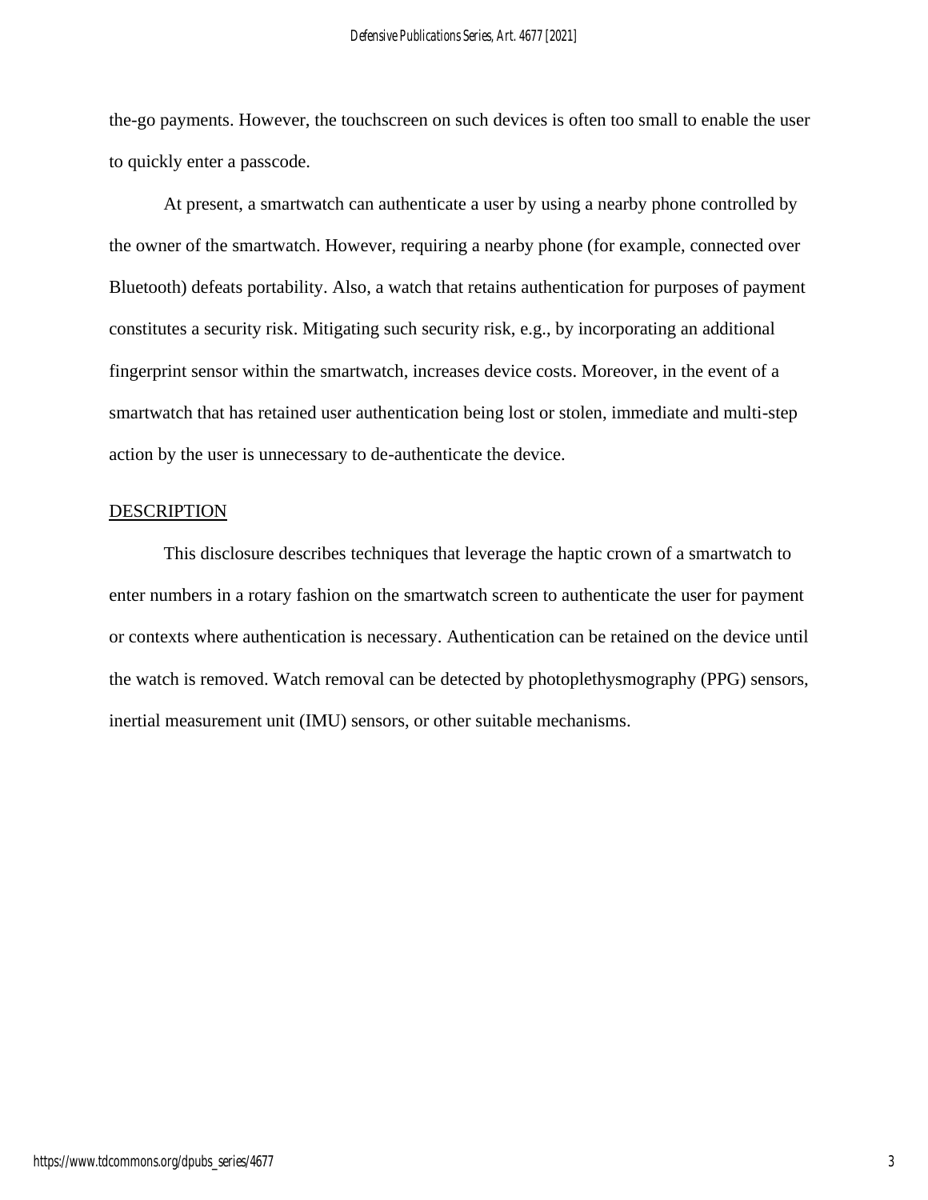the-go payments. However, the touchscreen on such devices is often too small to enable the user to quickly enter a passcode.

At present, a smartwatch can authenticate a user by using a nearby phone controlled by the owner of the smartwatch. However, requiring a nearby phone (for example, connected over Bluetooth) defeats portability. Also, a watch that retains authentication for purposes of payment constitutes a security risk. Mitigating such security risk, e.g., by incorporating an additional fingerprint sensor within the smartwatch, increases device costs. Moreover, in the event of a smartwatch that has retained user authentication being lost or stolen, immediate and multi-step action by the user is unnecessary to de-authenticate the device.

## DESCRIPTION

This disclosure describes techniques that leverage the haptic crown of a smartwatch to enter numbers in a rotary fashion on the smartwatch screen to authenticate the user for payment or contexts where authentication is necessary. Authentication can be retained on the device until the watch is removed. Watch removal can be detected by photoplethysmography (PPG) sensors, inertial measurement unit (IMU) sensors, or other suitable mechanisms.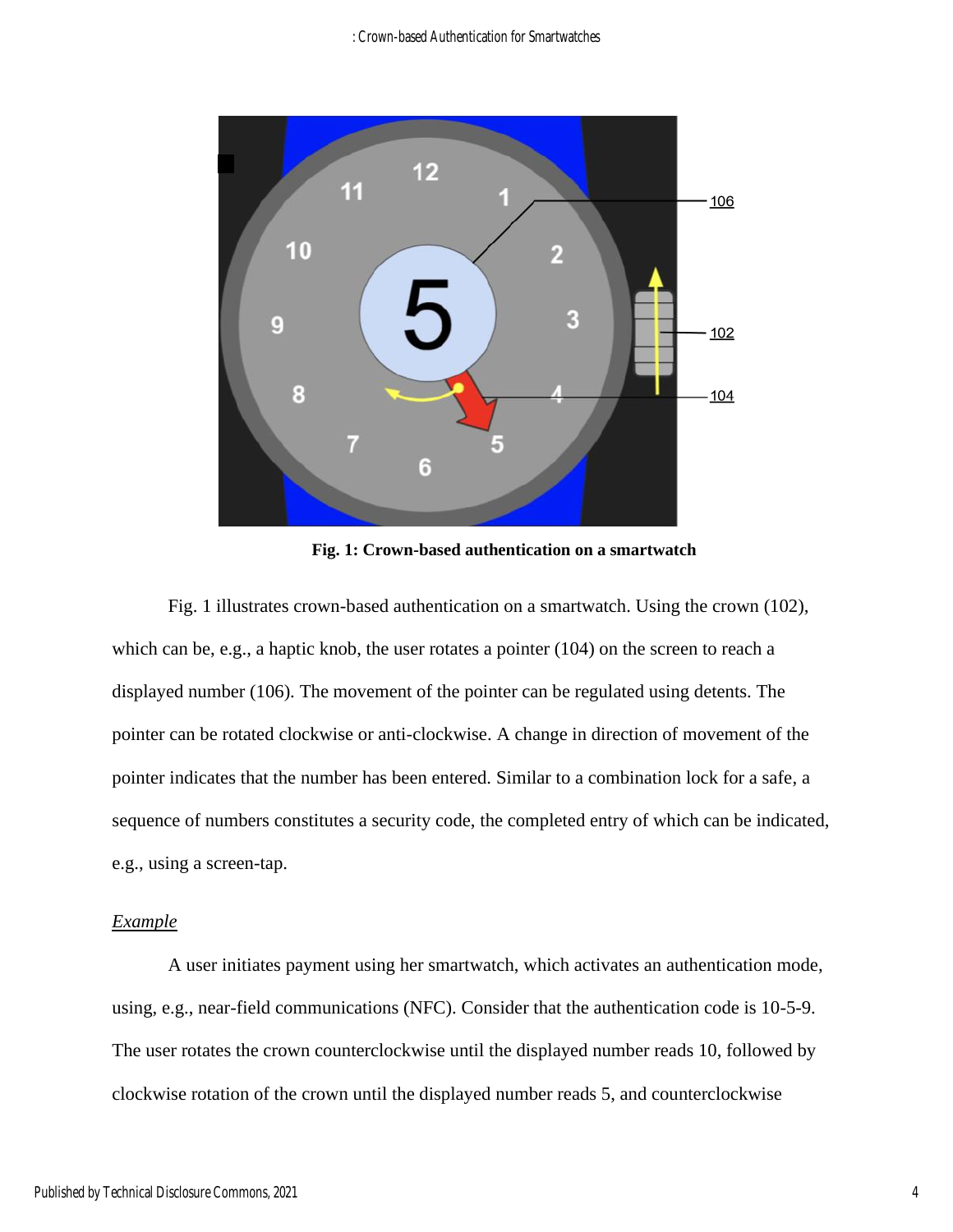**Fig. 1: Crown-based authentication on a smartwatch**

Fig. 1 illustrates crown-based authentication on a smartwatch. Using the crown (102), which can be, e.g., a haptic knob, the user rotates a pointer (104) on the screen to reach a displayed number (106). The movement of the pointer can be regulated using detents. The pointer can be rotated clockwise or anti-clockwise. A change in direction of movement of the pointer indicates that the number has been entered. Similar to a combination lock for a safe, a sequence of numbers constitutes a security code, the completed entry of which can be indicated, e.g., using a screen-tap.

*Example*

A user initiates payment using her smartwatch, which activates an authentication mode, using, e.g., near-field communications (NFC). Consider that the authentication code is 10-5-9. The user rotates the crown counterclockwise until the displayed number reads 10, followed by clockwise rotation of the crown until the displayed number reads 5, and counterclockwise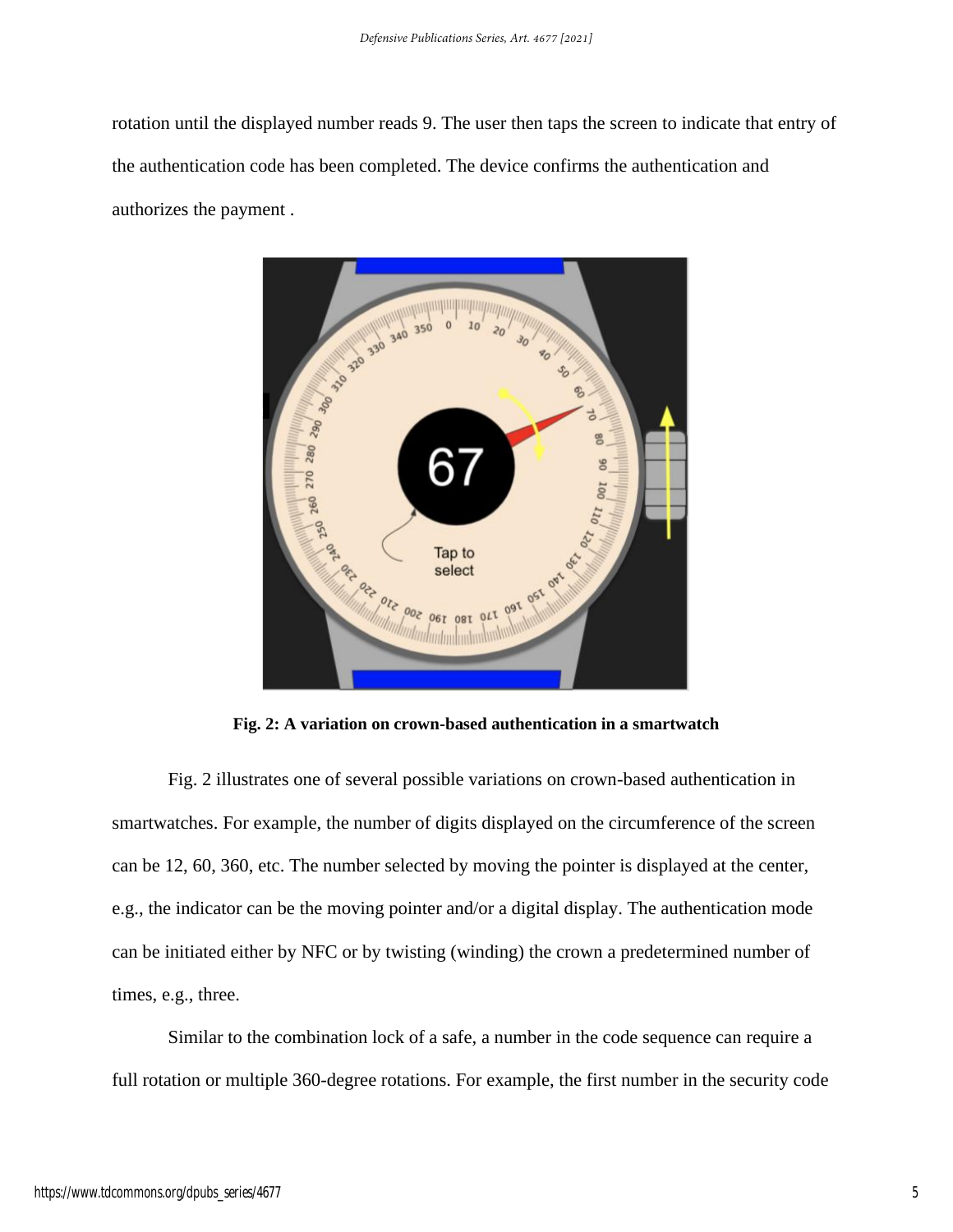rotation until the displayed number reads 9. The user then taps the screen to indicate that entry of the authentication code has been completed. The device confirms the authentication and authorizes the payment .

**Fig. 2: A variation on crown-based authentication in a smartwatch**

Fig. 2 illustrates one of several possible variations on crown-based authentication in smartwatches. For example, the number of digits displayed on the circumference of the screen can be 12, 60, 360, etc. The number selected by moving the pointer is displayed at the center, e.g., the indicator can be the moving pointer and/or a digital display. The authentication mode can be initiated either by NFC or by twisting (winding) the crown a predetermined number of times, e.g., three.

Similar to the combination lock of a safe, a number in the code sequence can require a full rotation or multiple 360-degree rotations. For example, the first number in the security code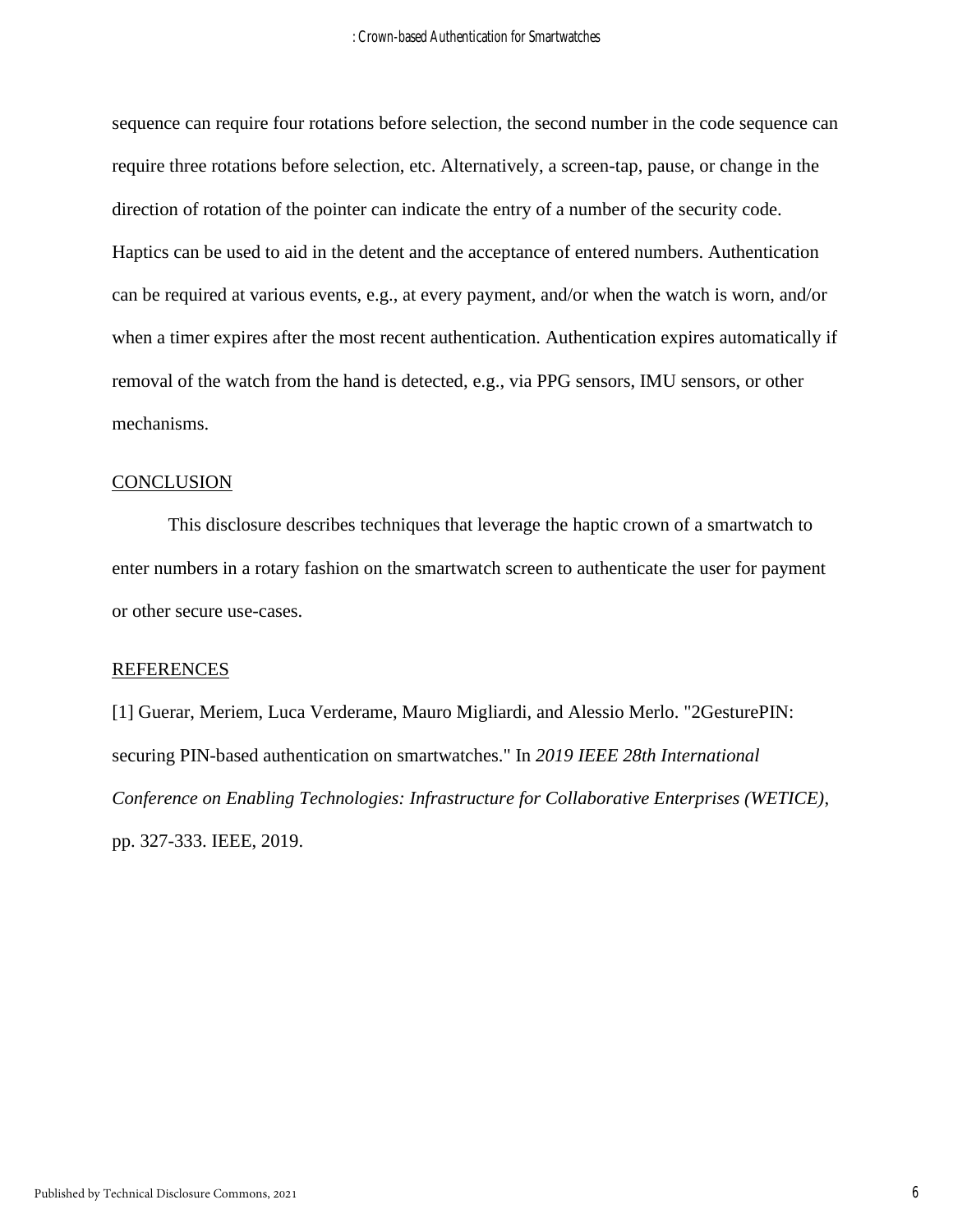sequence can require four rotations before selection, the second number in the code sequence can require three rotations before selection, etc. Alternatively, a screen-tap, pause, or change in the direction of rotation of the pointer can indicate the entry of a number of the security code. Haptics can be used to aid in the detent and the acceptance of entered numbers. Authentication can be required at various events, e.g., at every payment, and/or when the watch is worn, and/or when a timer expires after the most recent authentication. Authentication expires automatically if removal of the watch from the hand is detected, e.g., via PPG sensors, IMU sensors, or other mechanisms.

## CONCLUSION

This disclosure describes techniques that leverage the haptic crown of a smartwatch to enter numbers in a rotary fashion on the smartwatch screen to authenticate the user for payment or other secure use-cases.

## REFERENCES

[1] Guerar, Meriem, Luca Verderame, Mauro Migliardi, and Alessio Merlo. "2GesturePIN: securing PIN-based authentication on smartwatches." In *2019 IEEE 28th International Conference on Enabling Technologies: Infrastructure for Collaborative Enterprises (WETICE)*, pp. 327-333. IEEE, 2019.